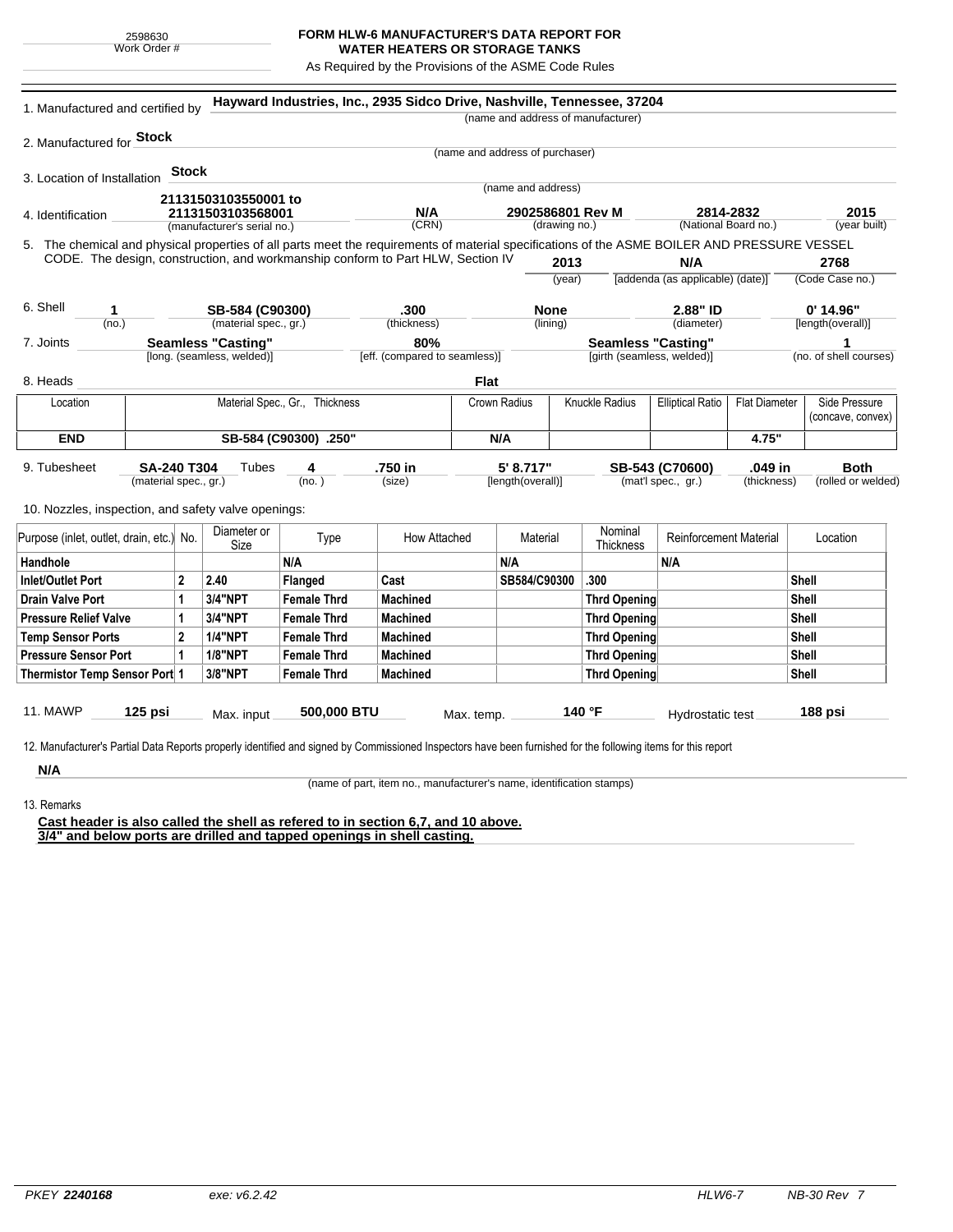2598630
Work Order #

# FORM HLW-6 MANUFACTURER'S DATA REPORT FOR WATER HEATERS OR STORAGE TANKS

As Required by the Provisions of the ASME Code Rules

1. Manufactured and certified by **Hayward Industries, Inc., 2935 Sidco Drive, Nashville, Tennessee, 37204**
(name and address of manufacturer)

2. Manufactured for **Stock**
(name and address of purchaser)

3. Location of Installation **Stock**
(name and address)

4. Identification **21131503103550001 to 21131503103568001** (manufacturer's serial no.) **N/A** (CRN) **2902586801 Rev M** (drawing no.) **2814-2832** (National Board no.) **2015** (year built)

5. The chemical and physical properties of all parts meet the requirements of material specifications of the ASME BOILER AND PRESSURE VESSEL CODE. The design, construction, and workmanship conform to Part HLW, Section IV **2013** (year) **N/A** [addenda (as applicable) (date)] **2768** (Code Case no.)

6. Shell **1** (no.) **SB-584 (C90300)** (material spec., gr.) **.300** (thickness) **None** (lining) **2.88" ID** (diameter) **0' 14.96"** [length(overall)]

7. Joints **Seamless "Casting"** [long. (seamless, welded)] **80%** [eff. (compared to seamless)] **Seamless "Casting"** [girth (seamless, welded)] **1** (no. of shell courses)

8. Heads **Flat**

| Location | Material Spec., Gr., Thickness | Crown Radius | Knuckle Radius | Elliptical Ratio | Flat Diameter | Side Pressure (concave, convex) |
|---|---|---|---|---|---|---|
| **END** | **SB-584 (C90300) .250"** | **N/A** | | | **4.75"** | |

9. Tubesheet **SA-240 T304** (material spec., gr.) Tubes **4** (no.) **.750 in** (size) **5' 8.717"** [length(overall)] **SB-543 (C70600)** (mat'l spec., gr.) **.049 in** (thickness) **Both** (rolled or welded)

10. Nozzles, inspection, and safety valve openings:

| Purpose (inlet, outlet, drain, etc.) | No. | Diameter or Size | Type | How Attached | Material | Nominal Thickness | Reinforcement Material | Location |
|---|---|---|---|---|---|---|---|---|
| **Handhole** | | | **N/A** | | **N/A** | | **N/A** | |
| **Inlet/Outlet Port** | **2** | **2.40** | **Flanged** | **Cast** | **SB584/C90300** | **.300** | | **Shell** |
| **Drain Valve Port** | **1** | **3/4"NPT** | **Female Thrd** | **Machined** | | **Thrd Opening** | | **Shell** |
| **Pressure Relief Valve** | **1** | **3/4"NPT** | **Female Thrd** | **Machined** | | **Thrd Opening** | | **Shell** |
| **Temp Sensor Ports** | **2** | **1/4"NPT** | **Female Thrd** | **Machined** | | **Thrd Opening** | | **Shell** |
| **Pressure Sensor Port** | **1** | **1/8"NPT** | **Female Thrd** | **Machined** | | **Thrd Opening** | | **Shell** |
| **Thermistor Temp Sensor Port** | **1** | **3/8"NPT** | **Female Thrd** | **Machined** | | **Thrd Opening** | | **Shell** |

11. MAWP **125 psi** Max. input **500,000 BTU** Max. temp. **140 °F** Hydrostatic test **188 psi**

12. Manufacturer's Partial Data Reports properly identified and signed by Commissioned Inspectors have been furnished for the following items for this report

**N/A**
(name of part, item no., manufacturer's name, identification stamps)

13. Remarks

**Cast header is also called the shell as refered to in section 6,7, and 10 above.**
**3/4" and below ports are drilled and tapped openings in shell casting.**

PKEY *2240168* exe: v6.2.42 HLW6-7 NB-30 Rev 7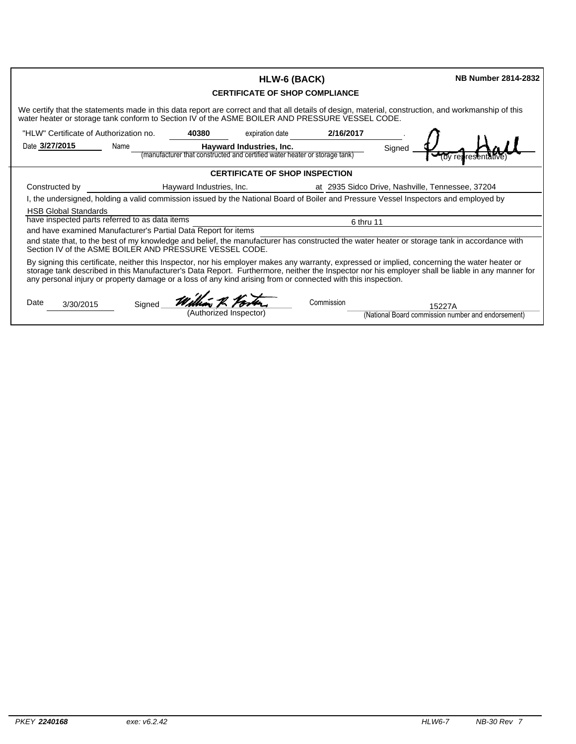## HLW-6 (BACK)

**NB Number 2814-2832**

### CERTIFICATE OF SHOP COMPLIANCE

We certify that the statements made in this data report are correct and that all details of design, material, construction, and workmanship of this water heater or storage tank conform to Section IV of the ASME BOILER AND PRESSURE VESSEL CODE.

"HLW" Certificate of Authorization no. **40380** expiration date **2/16/2017** .

Date **3/27/2015** Name **Hayward Industries, Inc.** Signed (signature) (by representative)

(manufacturer that constructed and certified water heater or storage tank)

### CERTIFICATE OF SHOP INSPECTION

Constructed by Hayward Industries, Inc. at 2935 Sidco Drive, Nashville, Tennessee, 37204

I, the undersigned, holding a valid commission issued by the National Board of Boiler and Pressure Vessel Inspectors and employed by HSB Global Standards

have inspected parts referred to as data items 6 thru 11

and have examined Manufacturer's Partial Data Report for items

and state that, to the best of my knowledge and belief, the manufacturer has constructed the water heater or storage tank in accordance with Section IV of the ASME BOILER AND PRESSURE VESSEL CODE.

By signing this certificate, neither this Inspector, nor his employer makes any warranty, expressed or implied, concerning the water heater or storage tank described in this Manufacturer's Data Report. Furthermore, neither the Inspector nor his employer shall be liable in any manner for any personal injury or property damage or a loss of any kind arising from or connected with this inspection.

Date 3/30/2015 Signed (signature) (Authorized Inspector) Commission 15227A (National Board commission number and endorsement)

PKEY **2240168** exe: v6.2.42 HLW6-7 NB-30 Rev 7